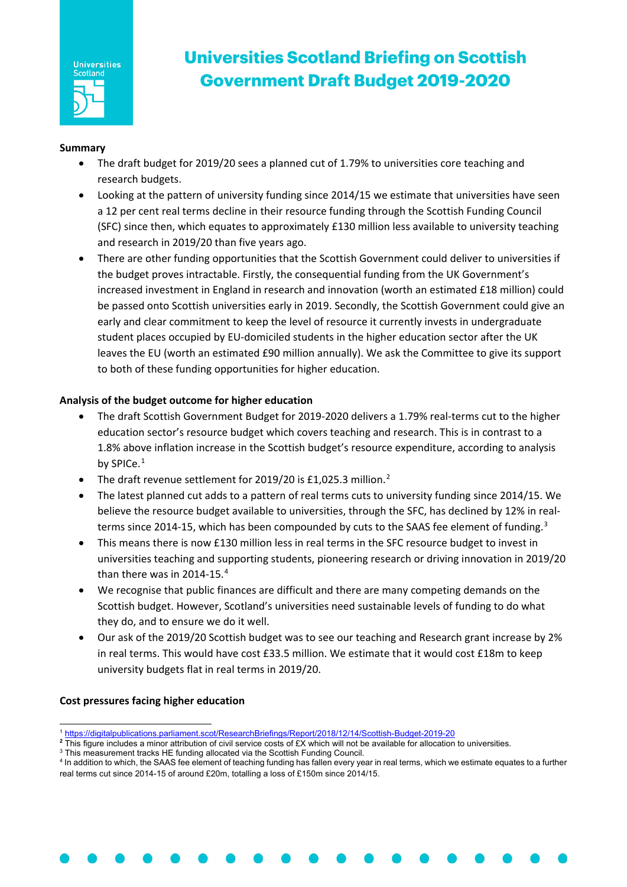# Universities Scotland Briefing on Scottish Government Draft Budget 2019-2020

**Summary**

- The draft budget for 2019/20 sees a planned cut of 1.79% to universities core teaching and research budgets.
- Looking at the pattern of university funding since 2014/15 we estimate that universities have seen a 12 per cent real terms decline in their resource funding through the Scottish Funding Council (SFC) since then, which equates to approximately £130 million less available to university teaching and research in 2019/20 than five years ago.
- There are other funding opportunities that the Scottish Government could deliver to universities if the budget proves intractable. Firstly, the consequential funding from the UK Government's increased investment in England in research and innovation (worth an estimated £18 million) could be passed onto Scottish universities early in 2019. Secondly, the Scottish Government could give an early and clear commitment to keep the level of resource it currently invests in undergraduate student places occupied by EU-domiciled students in the higher education sector after the UK leaves the EU (worth an estimated £90 million annually). We ask the Committee to give its support to both of these funding opportunities for higher education.

**Analysis of the budget outcome for higher education**

- The draft Scottish Government Budget for 2019-2020 delivers a 1.79% real-terms cut to the higher education sector's resource budget which covers teaching and research. This is in contrast to a 1.8% above inflation increase in the Scottish budget's resource expenditure, according to analysis by SPICe.[1]
- The draft revenue settlement for 2019/20 is £1,025.3 million.[2]
- The latest planned cut adds to a pattern of real terms cuts to university funding since 2014/15. We believe the resource budget available to universities, through the SFC, has declined by 12% in real-terms since 2014-15, which has been compounded by cuts to the SAAS fee element of funding.[3]
- This means there is now £130 million less in real terms in the SFC resource budget to invest in universities teaching and supporting students, pioneering research or driving innovation in 2019/20 than there was in 2014-15.[4]
- We recognise that public finances are difficult and there are many competing demands on the Scottish budget. However, Scotland's universities need sustainable levels of funding to do what they do, and to ensure we do it well.
- Our ask of the 2019/20 Scottish budget was to see our teaching and Research grant increase by 2% in real terms. This would have cost £33.5 million. We estimate that it would cost £18m to keep university budgets flat in real terms in 2019/20.

**Cost pressures facing higher education**

---

[1] https://digitalpublications.parliament.scot/ResearchBriefings/Report/2018/12/14/Scottish-Budget-2019-20

[2] This figure includes a minor attribution of civil service costs of £X which will not be available for allocation to universities.

[3] This measurement tracks HE funding allocated via the Scottish Funding Council.

[4] In addition to which, the SAAS fee element of teaching funding has fallen every year in real terms, which we estimate equates to a further real terms cut since 2014-15 of around £20m, totalling a loss of £150m since 2014/15.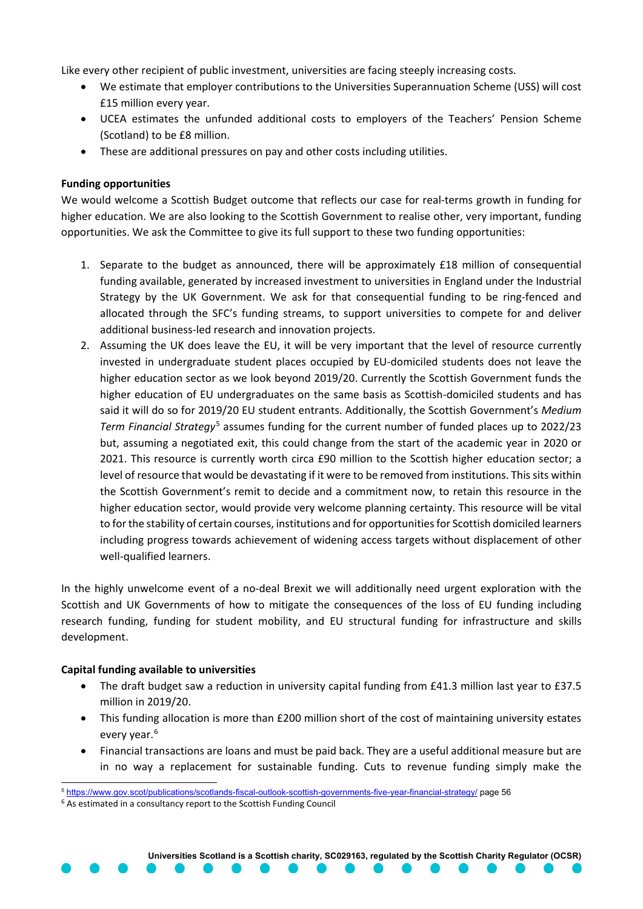Like every other recipient of public investment, universities are facing steeply increasing costs.

- We estimate that employer contributions to the Universities Superannuation Scheme (USS) will cost £15 million every year.
- UCEA estimates the unfunded additional costs to employers of the Teachers' Pension Scheme (Scotland) to be £8 million.
- These are additional pressures on pay and other costs including utilities.

**Funding opportunities**

We would welcome a Scottish Budget outcome that reflects our case for real-terms growth in funding for higher education. We are also looking to the Scottish Government to realise other, very important, funding opportunities. We ask the Committee to give its full support to these two funding opportunities:

1. Separate to the budget as announced, there will be approximately £18 million of consequential funding available, generated by increased investment to universities in England under the Industrial Strategy by the UK Government. We ask for that consequential funding to be ring-fenced and allocated through the SFC's funding streams, to support universities to compete for and deliver additional business-led research and innovation projects.
2. Assuming the UK does leave the EU, it will be very important that the level of resource currently invested in undergraduate student places occupied by EU-domiciled students does not leave the higher education sector as we look beyond 2019/20. Currently the Scottish Government funds the higher education of EU undergraduates on the same basis as Scottish-domiciled students and has said it will do so for 2019/20 EU student entrants. Additionally, the Scottish Government's *Medium Term Financial Strategy*[5] assumes funding for the current number of funded places up to 2022/23 but, assuming a negotiated exit, this could change from the start of the academic year in 2020 or 2021. This resource is currently worth circa £90 million to the Scottish higher education sector; a level of resource that would be devastating if it were to be removed from institutions. This sits within the Scottish Government's remit to decide and a commitment now, to retain this resource in the higher education sector, would provide very welcome planning certainty. This resource will be vital to for the stability of certain courses, institutions and for opportunities for Scottish domiciled learners including progress towards achievement of widening access targets without displacement of other well-qualified learners.

In the highly unwelcome event of a no-deal Brexit we will additionally need urgent exploration with the Scottish and UK Governments of how to mitigate the consequences of the loss of EU funding including research funding, funding for student mobility, and EU structural funding for infrastructure and skills development.

**Capital funding available to universities**

- The draft budget saw a reduction in university capital funding from £41.3 million last year to £37.5 million in 2019/20.
- This funding allocation is more than £200 million short of the cost of maintaining university estates every year.[6]
- Financial transactions are loans and must be paid back. They are a useful additional measure but are in no way a replacement for sustainable funding. Cuts to revenue funding simply make the

[5] https://www.gov.scot/publications/scotlands-fiscal-outlook-scottish-governments-five-year-financial-strategy/ page 56

[6] As estimated in a consultancy report to the Scottish Funding Council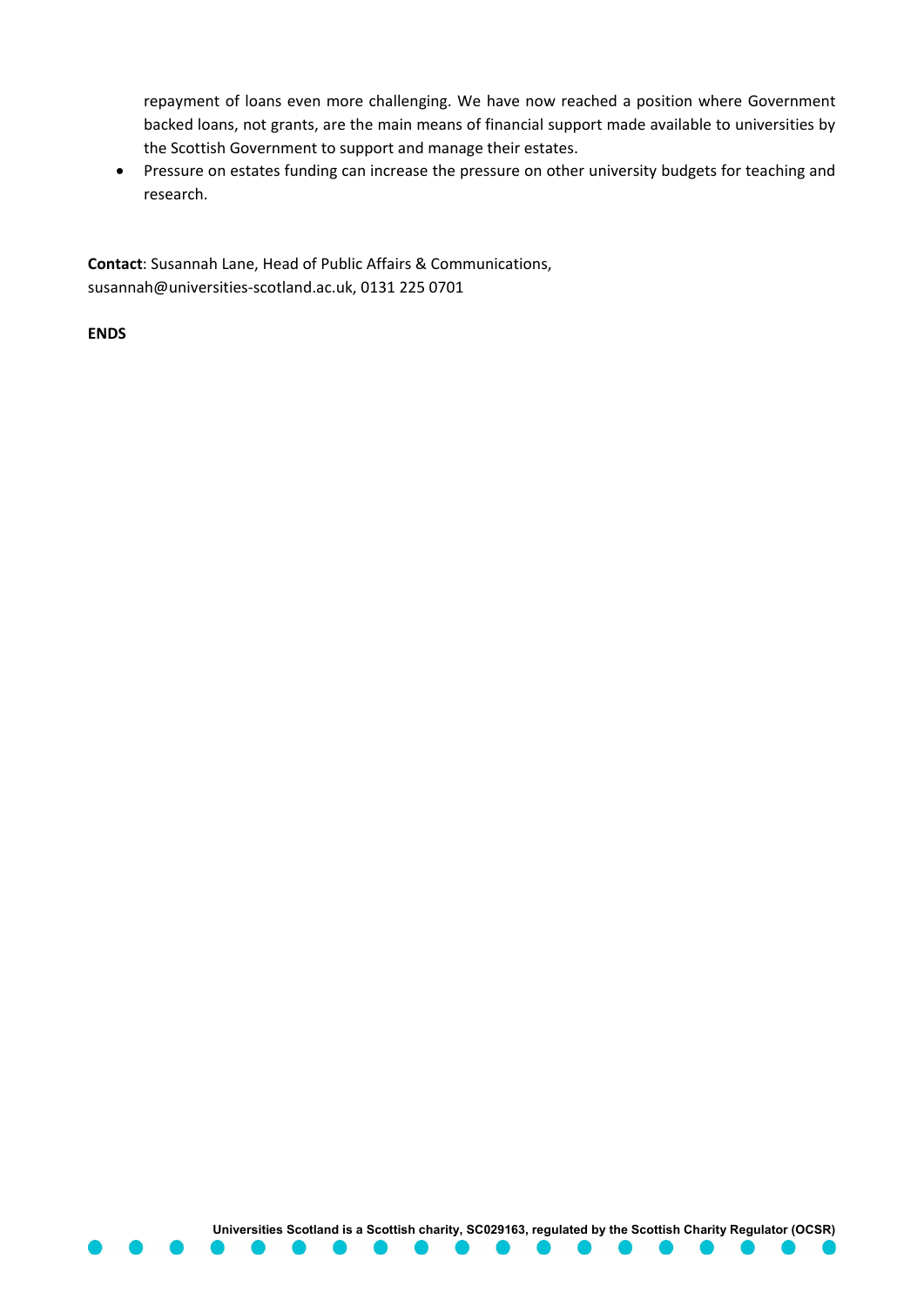repayment of loans even more challenging. We have now reached a position where Government backed loans, not grants, are the main means of financial support made available to universities by the Scottish Government to support and manage their estates.

- Pressure on estates funding can increase the pressure on other university budgets for teaching and research.

**Contact**: Susannah Lane, Head of Public Affairs & Communications, susannah@universities-scotland.ac.uk, 0131 225 0701

**ENDS**

**Universities Scotland is a Scottish charity, SC029163, regulated by the Scottish Charity Regulator (OCSR)**